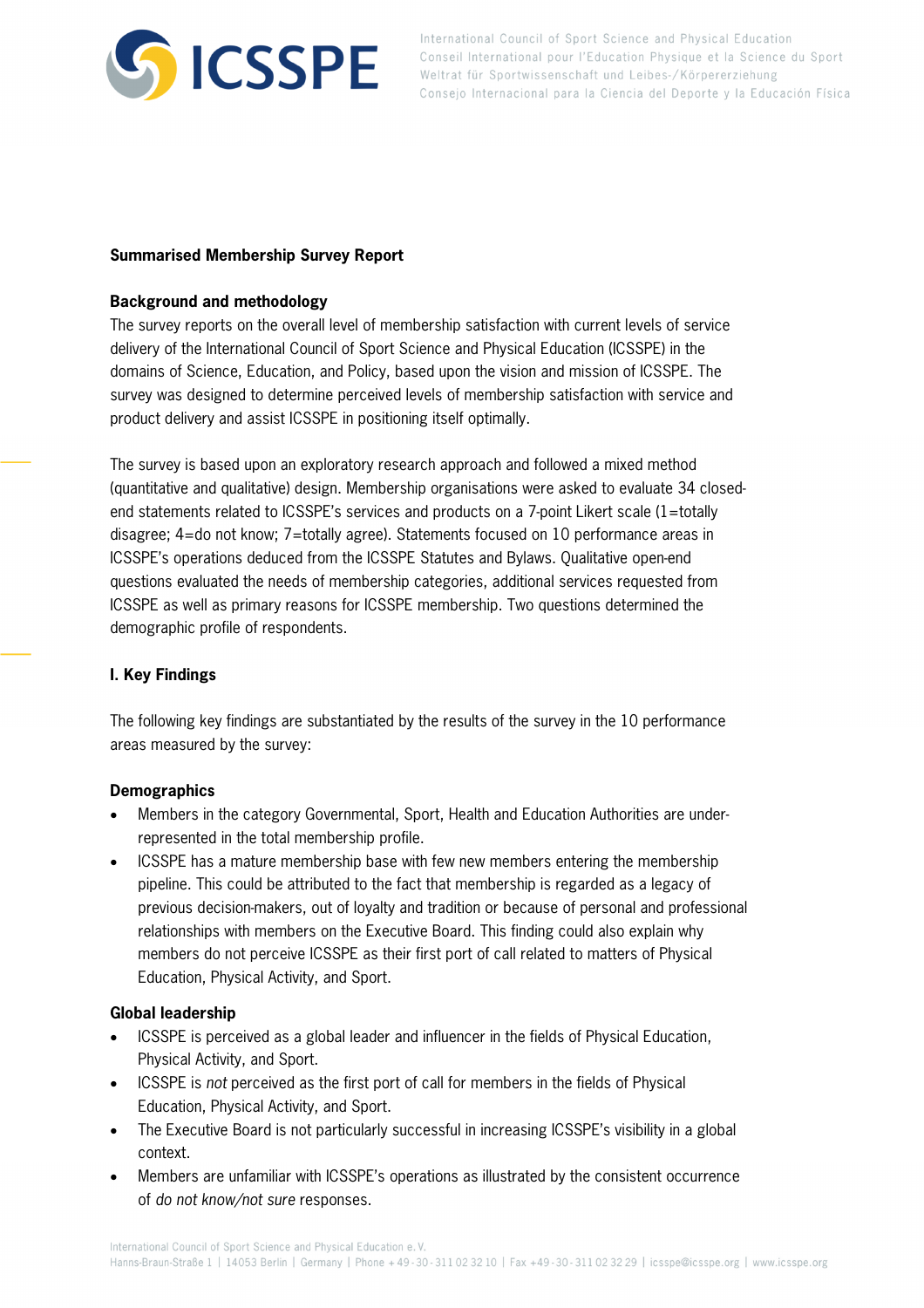**Summarised Membership Survey Report**

**Background and methodology**

The survey reports on the overall level of membership satisfaction with current levels of service delivery of the International Council of Sport Science and Physical Education (ICSSPE) in the domains of Science, Education, and Policy, based upon the vision and mission of ICSSPE. The survey was designed to determine perceived levels of membership satisfaction with service and product delivery and assist ICSSPE in positioning itself optimally.

The survey is based upon an exploratory research approach and followed a mixed method (quantitative and qualitative) design. Membership organisations were asked to evaluate 34 closed-end statements related to ICSSPE's services and products on a 7-point Likert scale (1=totally disagree; 4=do not know; 7=totally agree). Statements focused on 10 performance areas in ICSSPE's operations deduced from the ICSSPE Statutes and Bylaws. Qualitative open-end questions evaluated the needs of membership categories, additional services requested from ICSSPE as well as primary reasons for ICSSPE membership. Two questions determined the demographic profile of respondents.

**I. Key Findings**

The following key findings are substantiated by the results of the survey in the 10 performance areas measured by the survey:

**Demographics**

- Members in the category Governmental, Sport, Health and Education Authorities are under-represented in the total membership profile.
- ICSSPE has a mature membership base with few new members entering the membership pipeline. This could be attributed to the fact that membership is regarded as a legacy of previous decision-makers, out of loyalty and tradition or because of personal and professional relationships with members on the Executive Board. This finding could also explain why members do not perceive ICSSPE as their first port of call related to matters of Physical Education, Physical Activity, and Sport.

**Global leadership**

- ICSSPE is perceived as a global leader and influencer in the fields of Physical Education, Physical Activity, and Sport.
- ICSSPE is *not* perceived as the first port of call for members in the fields of Physical Education, Physical Activity, and Sport.
- The Executive Board is not particularly successful in increasing ICSSPE's visibility in a global context.
- Members are unfamiliar with ICSSPE's operations as illustrated by the consistent occurrence of *do not know/not sure* responses.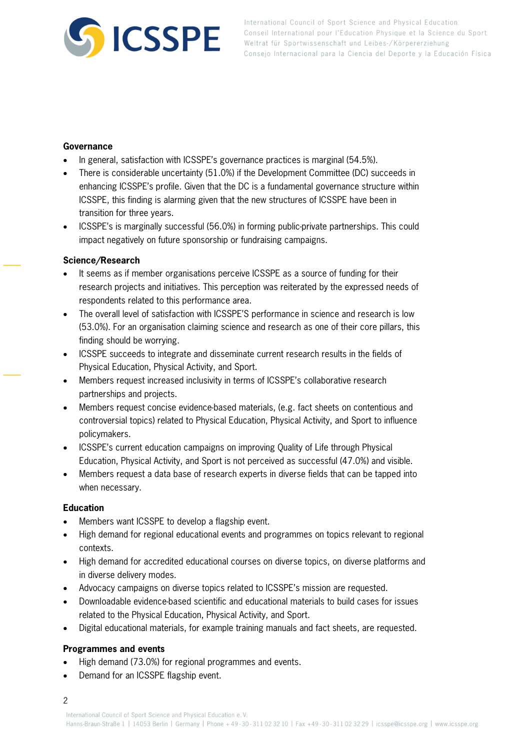**Governance**

- In general, satisfaction with ICSSPE's governance practices is marginal (54.5%).
- There is considerable uncertainty (51.0%) if the Development Committee (DC) succeeds in enhancing ICSSPE's profile. Given that the DC is a fundamental governance structure within ICSSPE, this finding is alarming given that the new structures of ICSSPE have been in transition for three years.
- ICSSPE's is marginally successful (56.0%) in forming public-private partnerships. This could impact negatively on future sponsorship or fundraising campaigns.

**Science/Research**

- It seems as if member organisations perceive ICSSPE as a source of funding for their research projects and initiatives. This perception was reiterated by the expressed needs of respondents related to this performance area.
- The overall level of satisfaction with ICSSPE'S performance in science and research is low (53.0%). For an organisation claiming science and research as one of their core pillars, this finding should be worrying.
- ICSSPE succeeds to integrate and disseminate current research results in the fields of Physical Education, Physical Activity, and Sport.
- Members request increased inclusivity in terms of ICSSPE's collaborative research partnerships and projects.
- Members request concise evidence-based materials, (e.g. fact sheets on contentious and controversial topics) related to Physical Education, Physical Activity, and Sport to influence policymakers.
- ICSSPE's current education campaigns on improving Quality of Life through Physical Education, Physical Activity, and Sport is not perceived as successful (47.0%) and visible.
- Members request a data base of research experts in diverse fields that can be tapped into when necessary.

**Education**

- Members want ICSSPE to develop a flagship event.
- High demand for regional educational events and programmes on topics relevant to regional contexts.
- High demand for accredited educational courses on diverse topics, on diverse platforms and in diverse delivery modes.
- Advocacy campaigns on diverse topics related to ICSSPE's mission are requested.
- Downloadable evidence-based scientific and educational materials to build cases for issues related to the Physical Education, Physical Activity, and Sport.
- Digital educational materials, for example training manuals and fact sheets, are requested.

**Programmes and events**

- High demand (73.0%) for regional programmes and events.
- Demand for an ICSSPE flagship event.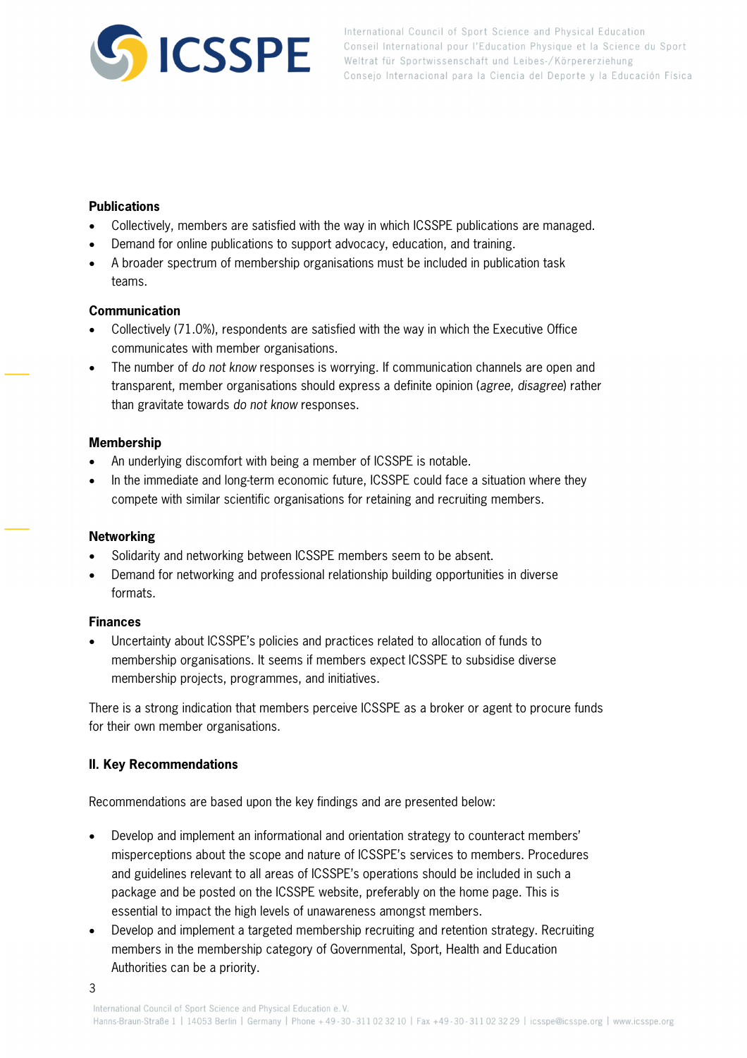**Publications**

- Collectively, members are satisfied with the way in which ICSSPE publications are managed.
- Demand for online publications to support advocacy, education, and training.
- A broader spectrum of membership organisations must be included in publication task teams.

**Communication**

- Collectively (71.0%), respondents are satisfied with the way in which the Executive Office communicates with member organisations.
- The number of *do not know* responses is worrying. If communication channels are open and transparent, member organisations should express a definite opinion (*agree, disagree*) rather than gravitate towards *do not know* responses.

**Membership**

- An underlying discomfort with being a member of ICSSPE is notable.
- In the immediate and long-term economic future, ICSSPE could face a situation where they compete with similar scientific organisations for retaining and recruiting members.

**Networking**

- Solidarity and networking between ICSSPE members seem to be absent.
- Demand for networking and professional relationship building opportunities in diverse formats.

**Finances**

- Uncertainty about ICSSPE's policies and practices related to allocation of funds to membership organisations. It seems if members expect ICSSPE to subsidise diverse membership projects, programmes, and initiatives.

There is a strong indication that members perceive ICSSPE as a broker or agent to procure funds for their own member organisations.

## II. Key Recommendations

Recommendations are based upon the key findings and are presented below:

- Develop and implement an informational and orientation strategy to counteract members' misperceptions about the scope and nature of ICSSPE's services to members. Procedures and guidelines relevant to all areas of ICSSPE's operations should be included in such a package and be posted on the ICSSPE website, preferably on the home page. This is essential to impact the high levels of unawareness amongst members.
- Develop and implement a targeted membership recruiting and retention strategy. Recruiting members in the membership category of Governmental, Sport, Health and Education Authorities can be a priority.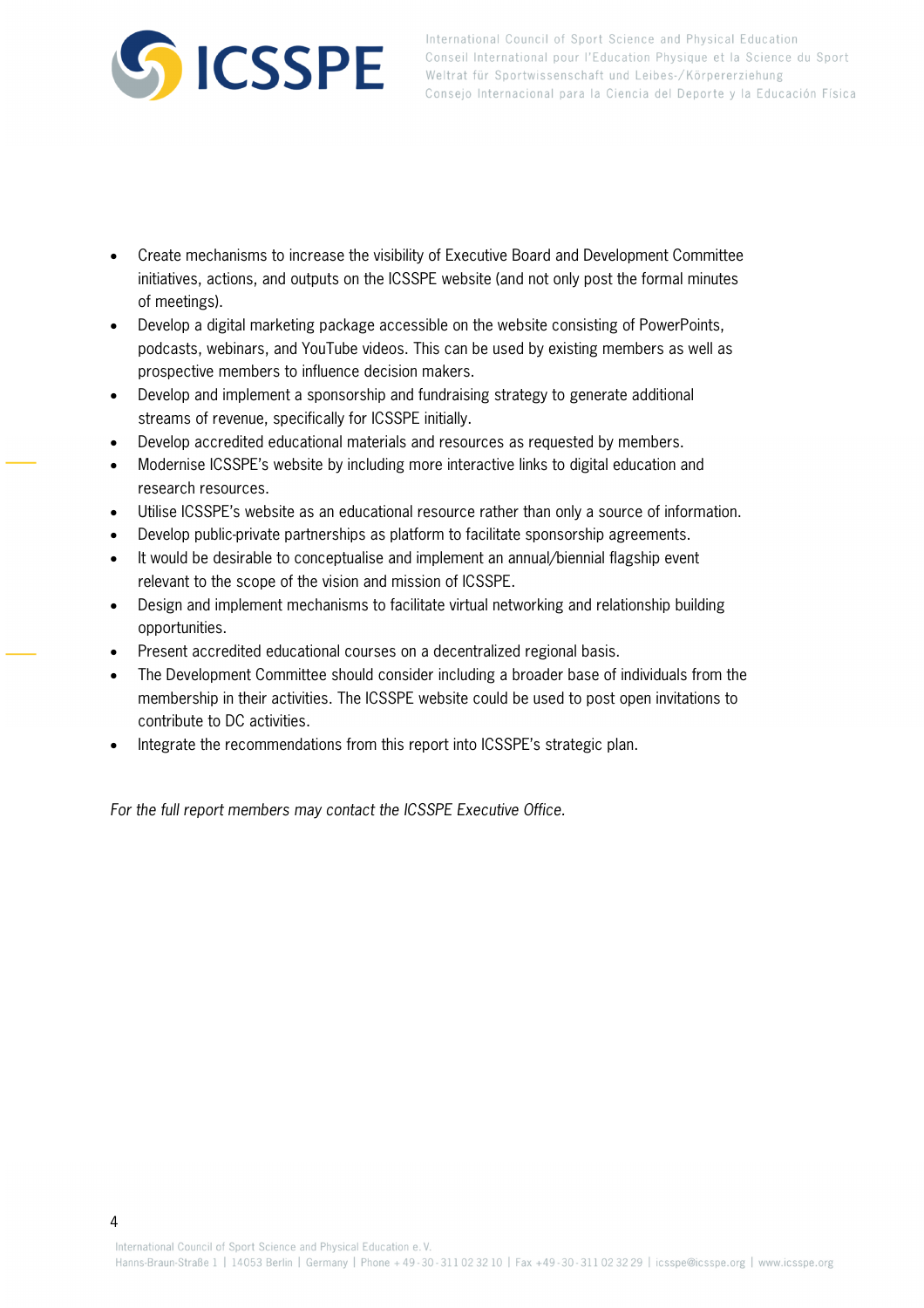- Create mechanisms to increase the visibility of Executive Board and Development Committee initiatives, actions, and outputs on the ICSSPE website (and not only post the formal minutes of meetings).
- Develop a digital marketing package accessible on the website consisting of PowerPoints, podcasts, webinars, and YouTube videos. This can be used by existing members as well as prospective members to influence decision makers.
- Develop and implement a sponsorship and fundraising strategy to generate additional streams of revenue, specifically for ICSSPE initially.
- Develop accredited educational materials and resources as requested by members.
- Modernise ICSSPE's website by including more interactive links to digital education and research resources.
- Utilise ICSSPE's website as an educational resource rather than only a source of information.
- Develop public-private partnerships as platform to facilitate sponsorship agreements.
- It would be desirable to conceptualise and implement an annual/biennial flagship event relevant to the scope of the vision and mission of ICSSPE.
- Design and implement mechanisms to facilitate virtual networking and relationship building opportunities.
- Present accredited educational courses on a decentralized regional basis.
- The Development Committee should consider including a broader base of individuals from the membership in their activities. The ICSSPE website could be used to post open invitations to contribute to DC activities.
- Integrate the recommendations from this report into ICSSPE's strategic plan.

*For the full report members may contact the ICSSPE Executive Office.*